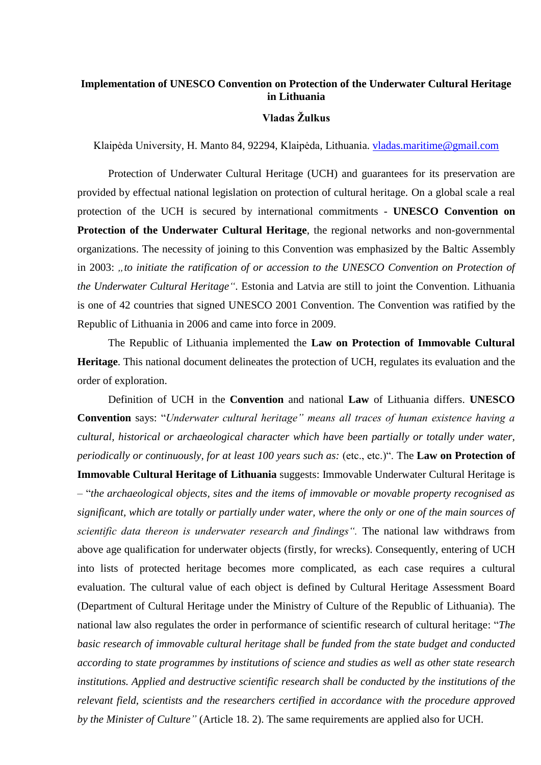# Implementation of UNESCO Convention on Protection of the Underwater Cultural Heritage in Lithuania

**Vladas Žulkus**

Klaipėda University, H. Manto 84, 92294, Klaipėda, Lithuania. vladas.maritime@gmail.com

Protection of Underwater Cultural Heritage (UCH) and guarantees for its preservation are provided by effectual national legislation on protection of cultural heritage. On a global scale a real protection of the UCH is secured by international commitments - **UNESCO Convention on Protection of the Underwater Cultural Heritage**, the regional networks and non-governmental organizations. The necessity of joining to this Convention was emphasized by the Baltic Assembly in 2003: *„to initiate the ratification of or accession to the UNESCO Convention on Protection of the Underwater Cultural Heritage“*. Estonia and Latvia are still to joint the Convention. Lithuania is one of 42 countries that signed UNESCO 2001 Convention. The Convention was ratified by the Republic of Lithuania in 2006 and came into force in 2009.

The Republic of Lithuania implemented the **Law on Protection of Immovable Cultural Heritage**. This national document delineates the protection of UCH, regulates its evaluation and the order of exploration.

Definition of UCH in the **Convention** and national **Law** of Lithuania differs. **UNESCO Convention** says: "*Underwater cultural heritage" means all traces of human existence having a cultural, historical or archaeological character which have been partially or totally under water, periodically or continuously, for at least 100 years such as:* (etc., etc.)". The **Law on Protection of Immovable Cultural Heritage of Lithuania** suggests: Immovable Underwater Cultural Heritage is – "*the archaeological objects, sites and the items of immovable or movable property recognised as significant, which are totally or partially under water, where the only or one of the main sources of scientific data thereon is underwater research and findings".* The national law withdraws from above age qualification for underwater objects (firstly, for wrecks). Consequently, entering of UCH into lists of protected heritage becomes more complicated, as each case requires a cultural evaluation. The cultural value of each object is defined by Cultural Heritage Assessment Board (Department of Cultural Heritage under the Ministry of Culture of the Republic of Lithuania). The national law also regulates the order in performance of scientific research of cultural heritage: "*The basic research of immovable cultural heritage shall be funded from the state budget and conducted according to state programmes by institutions of science and studies as well as other state research institutions. Applied and destructive scientific research shall be conducted by the institutions of the relevant field, scientists and the researchers certified in accordance with the procedure approved by the Minister of Culture"* (Article 18. 2). The same requirements are applied also for UCH.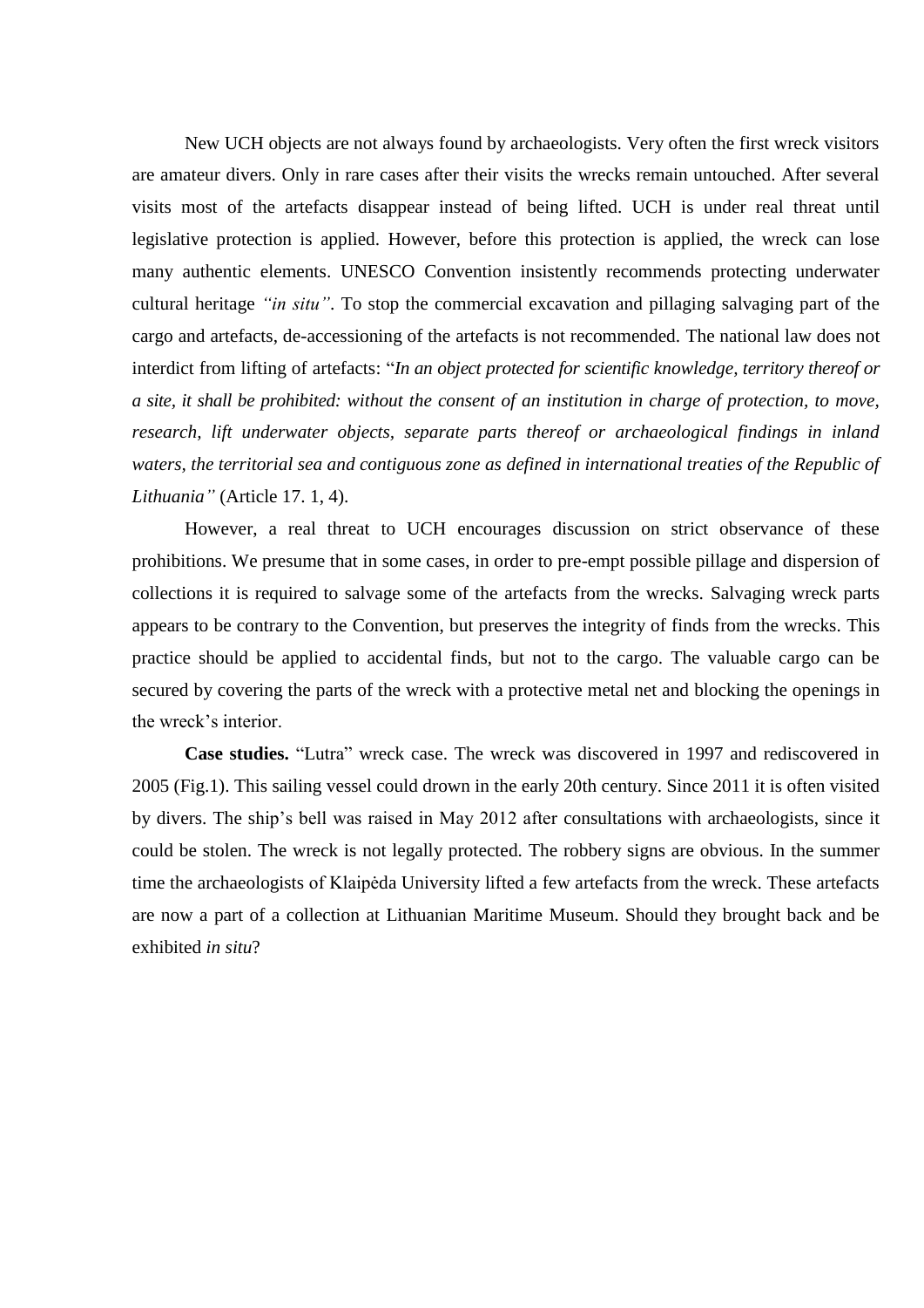New UCH objects are not always found by archaeologists. Very often the first wreck visitors are amateur divers. Only in rare cases after their visits the wrecks remain untouched. After several visits most of the artefacts disappear instead of being lifted. UCH is under real threat until legislative protection is applied. However, before this protection is applied, the wreck can lose many authentic elements. UNESCO Convention insistently recommends protecting underwater cultural heritage *"in situ"*. To stop the commercial excavation and pillaging salvaging part of the cargo and artefacts, de-accessioning of the artefacts is not recommended. The national law does not interdict from lifting of artefacts: "*In an object protected for scientific knowledge, territory thereof or a site, it shall be prohibited: without the consent of an institution in charge of protection, to move, research, lift underwater objects, separate parts thereof or archaeological findings in inland waters, the territorial sea and contiguous zone as defined in international treaties of the Republic of Lithuania"* (Article 17. 1, 4).

However, a real threat to UCH encourages discussion on strict observance of these prohibitions. We presume that in some cases, in order to pre-empt possible pillage and dispersion of collections it is required to salvage some of the artefacts from the wrecks. Salvaging wreck parts appears to be contrary to the Convention, but preserves the integrity of finds from the wrecks. This practice should be applied to accidental finds, but not to the cargo. The valuable cargo can be secured by covering the parts of the wreck with a protective metal net and blocking the openings in the wreck's interior.

**Case studies.** "Lutra" wreck case. The wreck was discovered in 1997 and rediscovered in 2005 (Fig.1). This sailing vessel could drown in the early 20th century. Since 2011 it is often visited by divers. The ship's bell was raised in May 2012 after consultations with archaeologists, since it could be stolen. The wreck is not legally protected. The robbery signs are obvious. In the summer time the archaeologists of Klaipėda University lifted a few artefacts from the wreck. These artefacts are now a part of a collection at Lithuanian Maritime Museum. Should they brought back and be exhibited *in situ*?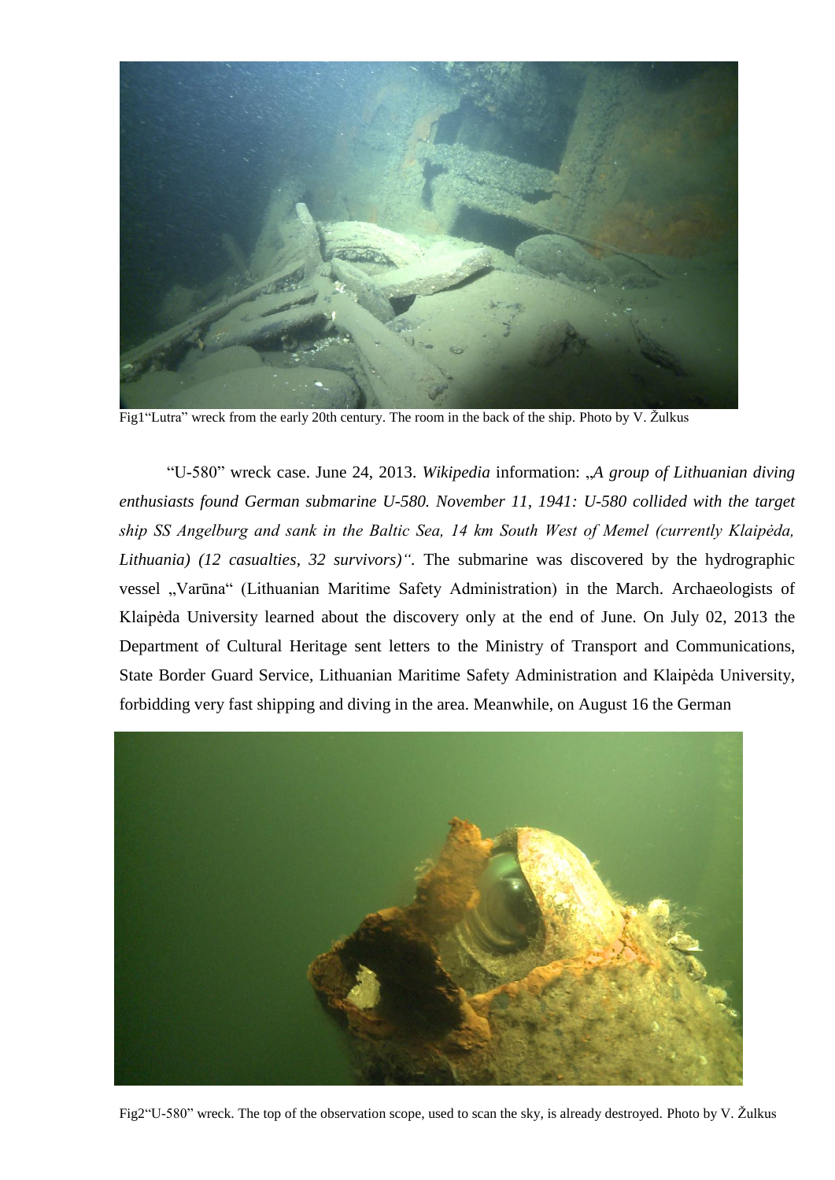Fig1"Lutra" wreck from the early 20th century. The room in the back of the ship. Photo by V. Žulkus

"U-580" wreck case. June 24, 2013. *Wikipedia* information: „*A group of Lithuanian diving enthusiasts found German submarine U-580. November 11, 1941: U-580 collided with the target ship SS Angelburg and sank in the Baltic Sea, 14 km South West of Memel (currently Klaipėda, Lithuania) (12 casualties, 32 survivors)"*. The submarine was discovered by the hydrographic vessel „Varūna" (Lithuanian Maritime Safety Administration) in the March. Archaeologists of Klaipėda University learned about the discovery only at the end of June. On July 02, 2013 the Department of Cultural Heritage sent letters to the Ministry of Transport and Communications, State Border Guard Service, Lithuanian Maritime Safety Administration and Klaipėda University, forbidding very fast shipping and diving in the area. Meanwhile, on August 16 the German

Fig2"U-580" wreck. The top of the observation scope, used to scan the sky, is already destroyed. Photo by V. Žulkus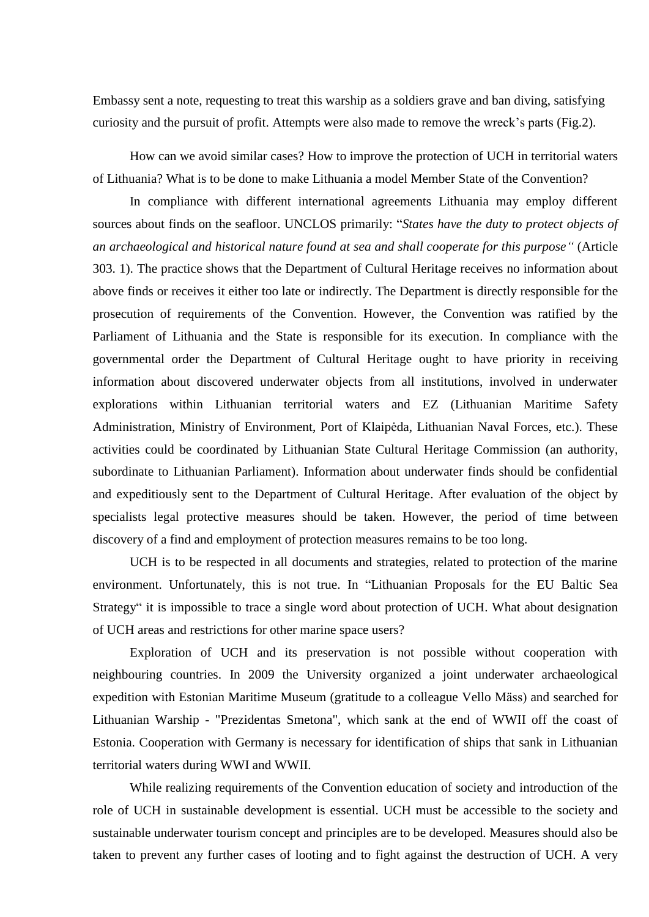Embassy sent a note, requesting to treat this warship as a soldiers grave and ban diving, satisfying curiosity and the pursuit of profit. Attempts were also made to remove the wreck's parts (Fig.2).

How can we avoid similar cases? How to improve the protection of UCH in territorial waters of Lithuania? What is to be done to make Lithuania a model Member State of the Convention?

In compliance with different international agreements Lithuania may employ different sources about finds on the seafloor. UNCLOS primarily: "*States have the duty to protect objects of an archaeological and historical nature found at sea and shall cooperate for this purpose*" (Article 303. 1). The practice shows that the Department of Cultural Heritage receives no information about above finds or receives it either too late or indirectly. The Department is directly responsible for the prosecution of requirements of the Convention. However, the Convention was ratified by the Parliament of Lithuania and the State is responsible for its execution. In compliance with the governmental order the Department of Cultural Heritage ought to have priority in receiving information about discovered underwater objects from all institutions, involved in underwater explorations within Lithuanian territorial waters and EZ (Lithuanian Maritime Safety Administration, Ministry of Environment, Port of Klaipėda, Lithuanian Naval Forces, etc.). These activities could be coordinated by Lithuanian State Cultural Heritage Commission (an authority, subordinate to Lithuanian Parliament). Information about underwater finds should be confidential and expeditiously sent to the Department of Cultural Heritage. After evaluation of the object by specialists legal protective measures should be taken. However, the period of time between discovery of a find and employment of protection measures remains to be too long.

UCH is to be respected in all documents and strategies, related to protection of the marine environment. Unfortunately, this is not true. In "Lithuanian Proposals for the EU Baltic Sea Strategy" it is impossible to trace a single word about protection of UCH. What about designation of UCH areas and restrictions for other marine space users?

Exploration of UCH and its preservation is not possible without cooperation with neighbouring countries. In 2009 the University organized a joint underwater archaeological expedition with Estonian Maritime Museum (gratitude to a colleague Vello Mäss) and searched for Lithuanian Warship - "Prezidentas Smetona", which sank at the end of WWII off the coast of Estonia. Cooperation with Germany is necessary for identification of ships that sank in Lithuanian territorial waters during WWI and WWII.

While realizing requirements of the Convention education of society and introduction of the role of UCH in sustainable development is essential. UCH must be accessible to the society and sustainable underwater tourism concept and principles are to be developed. Measures should also be taken to prevent any further cases of looting and to fight against the destruction of UCH. A very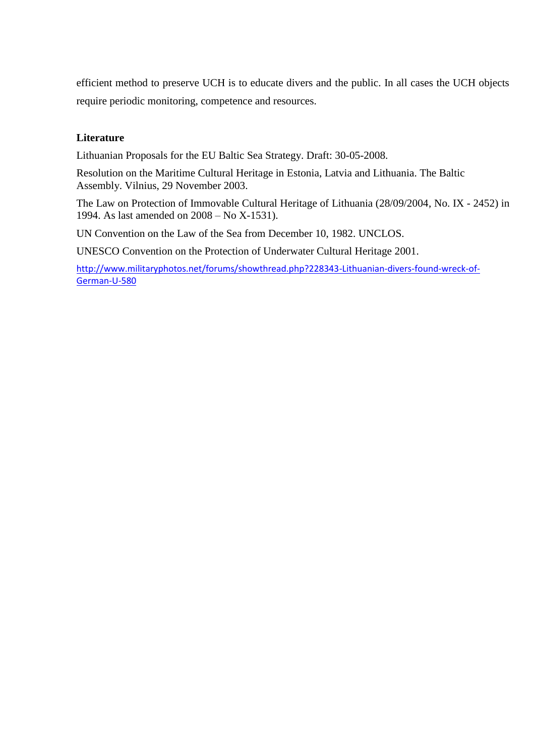efficient method to preserve UCH is to educate divers and the public. In all cases the UCH objects require periodic monitoring, competence and resources.

**Literature**

Lithuanian Proposals for the EU Baltic Sea Strategy. Draft: 30-05-2008.

Resolution on the Maritime Cultural Heritage in Estonia, Latvia and Lithuania. The Baltic Assembly. Vilnius, 29 November 2003.

The Law on Protection of Immovable Cultural Heritage of Lithuania (28/09/2004, No. IX - 2452) in 1994. As last amended on 2008 – No X-1531).

UN Convention on the Law of the Sea from December 10, 1982. UNCLOS.

UNESCO Convention on the Protection of Underwater Cultural Heritage 2001.

http://www.militaryphotos.net/forums/showthread.php?228343-Lithuanian-divers-found-wreck-of-German-U-580